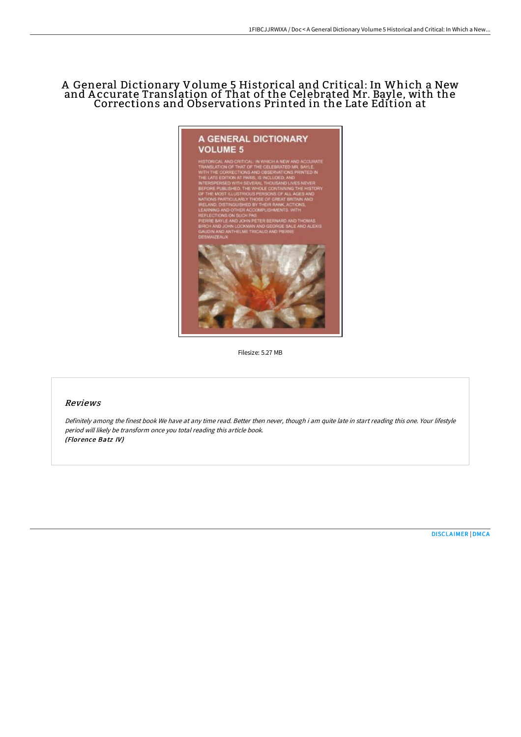# A General Dictionary Volume 5 Historical and Critical: In Which a New and Accurate Translation of That of the Celebrated Mr. Bayle, with the Corrections and Observations Printed in the Late Edition at

Filesize: 5.27 MB

## Reviews

*Definitely among the finest book We have at any time read. Better then never, though i am quite late in start reading this one. Your lifestyle period will likely be transform once you total reading this article book.*
*(Florence Batz IV)*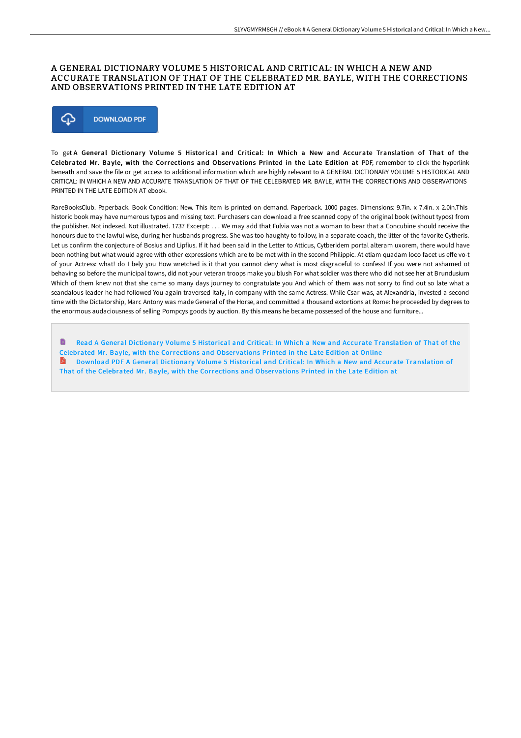# A GENERAL DICTIONARY VOLUME 5 HISTORICAL AND CRITICAL: IN WHICH A NEW AND ACCURATE TRANSLATION OF THAT OF THE CELEBRATED MR. BAYLE, WITH THE CORRECTIONS AND OBSERVATIONS PRINTED IN THE LATE EDITION AT

DOWNLOAD PDF

To get **A General Dictionary Volume 5 Historical and Critical: In Which a New and Accurate Translation of That of the Celebrated Mr. Bayle, with the Corrections and Observations Printed in the Late Edition at** PDF, remember to click the hyperlink beneath and save the file or get access to additional information which are highly relevant to A GENERAL DICTIONARY VOLUME 5 HISTORICAL AND CRITICAL: IN WHICH A NEW AND ACCURATE TRANSLATION OF THAT OF THE CELEBRATED MR. BAYLE, WITH THE CORRECTIONS AND OBSERVATIONS PRINTED IN THE LATE EDITION AT ebook.

RareBooksClub. Paperback. Book Condition: New. This item is printed on demand. Paperback. 1000 pages. Dimensions: 9.7in. x 7.4in. x 2.0in.This historic book may have numerous typos and missing text. Purchasers can download a free scanned copy of the original book (without typos) from the publisher. Not indexed. Not illustrated. 1737 Excerpt: . . . We may add that Fulvia was not a woman to bear that a Concubine should receive the honours due to the lawful wise, during her husbands progress. She was too haughty to follow, in a separate coach, the litter of the favorite Cytheris. Let us confirm the conjecture of Bosius and Lipfius. If it had been said in the Letter to Atticus, Cytberidem portal alteram uxorem, there would have been nothing but what would agree with other expressions which are to be met with in the second Philippic. At etiam quadam loco facet us effe vo-t of your Actress: what! do I bely you How wretched is it that you cannot deny what is most disgraceful to confess! If you were not ashamed ot behaving so before the municipal towns, did not your veteran troops make you blush For what soldier was there who did not see her at Brundusium Which of them knew not that she came so many days journey to congratulate you And which of them was not sorry to find out so late what a seandalous leader he had followed You again traversed Italy, in company with the same Actress. While Csar was, at Alexandria, invested a second time with the Dictatorship, Marc Antony was made General of the Horse, and committed a thousand extortions at Rome: he proceeded by degrees to the enormous audaciousness of selling Pompcys goods by auction. By this means he became possessed of the house and furniture...

Read A General Dictionary Volume 5 Historical and Critical: In Which a New and Accurate Translation of That of the Celebrated Mr. Bayle, with the Corrections and Observations Printed in the Late Edition at Online

Download PDF A General Dictionary Volume 5 Historical and Critical: In Which a New and Accurate Translation of That of the Celebrated Mr. Bayle, with the Corrections and Observations Printed in the Late Edition at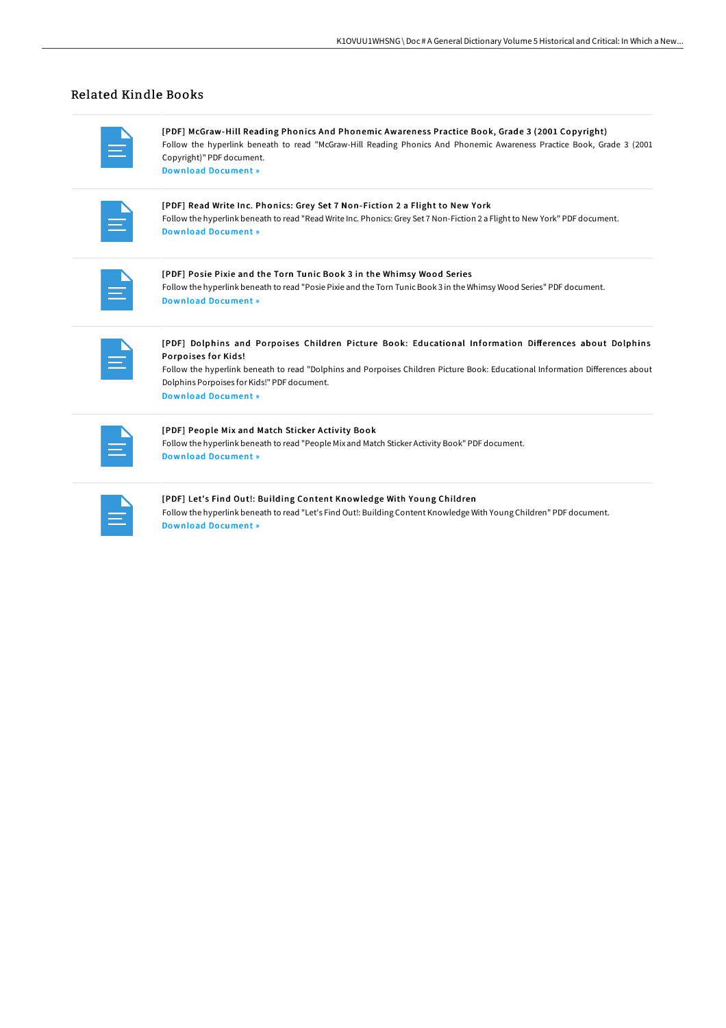## Related Kindle Books

**[PDF] McGraw-Hill Reading Phonics And Phonemic Awareness Practice Book, Grade 3 (2001 Copyright)**
Follow the hyperlink beneath to read "McGraw-Hill Reading Phonics And Phonemic Awareness Practice Book, Grade 3 (2001 Copyright)" PDF document.
Download Document »

**[PDF] Read Write Inc. Phonics: Grey Set 7 Non-Fiction 2 a Flight to New York**
Follow the hyperlink beneath to read "Read Write Inc. Phonics: Grey Set 7 Non-Fiction 2 a Flight to New York" PDF document.
Download Document »

**[PDF] Posie Pixie and the Torn Tunic Book 3 in the Whimsy Wood Series**
Follow the hyperlink beneath to read "Posie Pixie and the Torn Tunic Book 3 in the Whimsy Wood Series" PDF document.
Download Document »

**[PDF] Dolphins and Porpoises Children Picture Book: Educational Information Differences about Dolphins Porpoises for Kids!**
Follow the hyperlink beneath to read "Dolphins and Porpoises Children Picture Book: Educational Information Differences about Dolphins Porpoises for Kids!" PDF document.
Download Document »

**[PDF] People Mix and Match Sticker Activity Book**
Follow the hyperlink beneath to read "People Mix and Match Sticker Activity Book" PDF document.
Download Document »

**[PDF] Let's Find Out!: Building Content Knowledge With Young Children**
Follow the hyperlink beneath to read "Let's Find Out!: Building Content Knowledge With Young Children" PDF document.
Download Document »